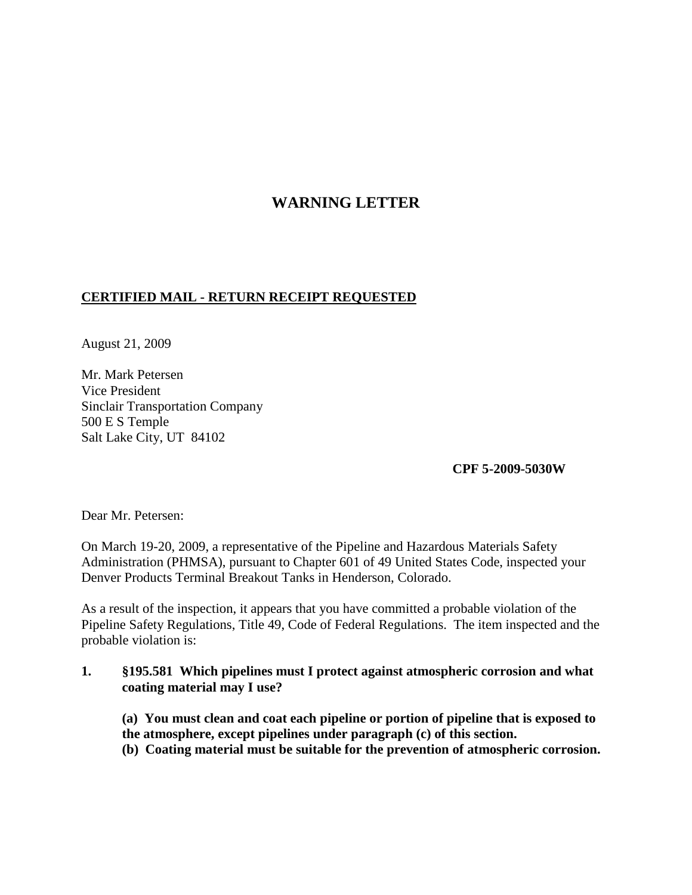# WARNING LETTER

**CERTIFIED MAIL - RETURN RECEIPT REQUESTED**

August 21, 2009

Mr. Mark Petersen
Vice President
Sinclair Transportation Company
500 E S Temple
Salt Lake City, UT 84102

**CPF 5-2009-5030W**

Dear Mr. Petersen:

On March 19-20, 2009, a representative of the Pipeline and Hazardous Materials Safety Administration (PHMSA), pursuant to Chapter 601 of 49 United States Code, inspected your Denver Products Terminal Breakout Tanks in Henderson, Colorado.

As a result of the inspection, it appears that you have committed a probable violation of the Pipeline Safety Regulations, Title 49, Code of Federal Regulations. The item inspected and the probable violation is:

1. **§195.581 Which pipelines must I protect against atmospheric corrosion and what coating material may I use?**

   **(a) You must clean and coat each pipeline or portion of pipeline that is exposed to the atmosphere, except pipelines under paragraph (c) of this section.**
   **(b) Coating material must be suitable for the prevention of atmospheric corrosion.**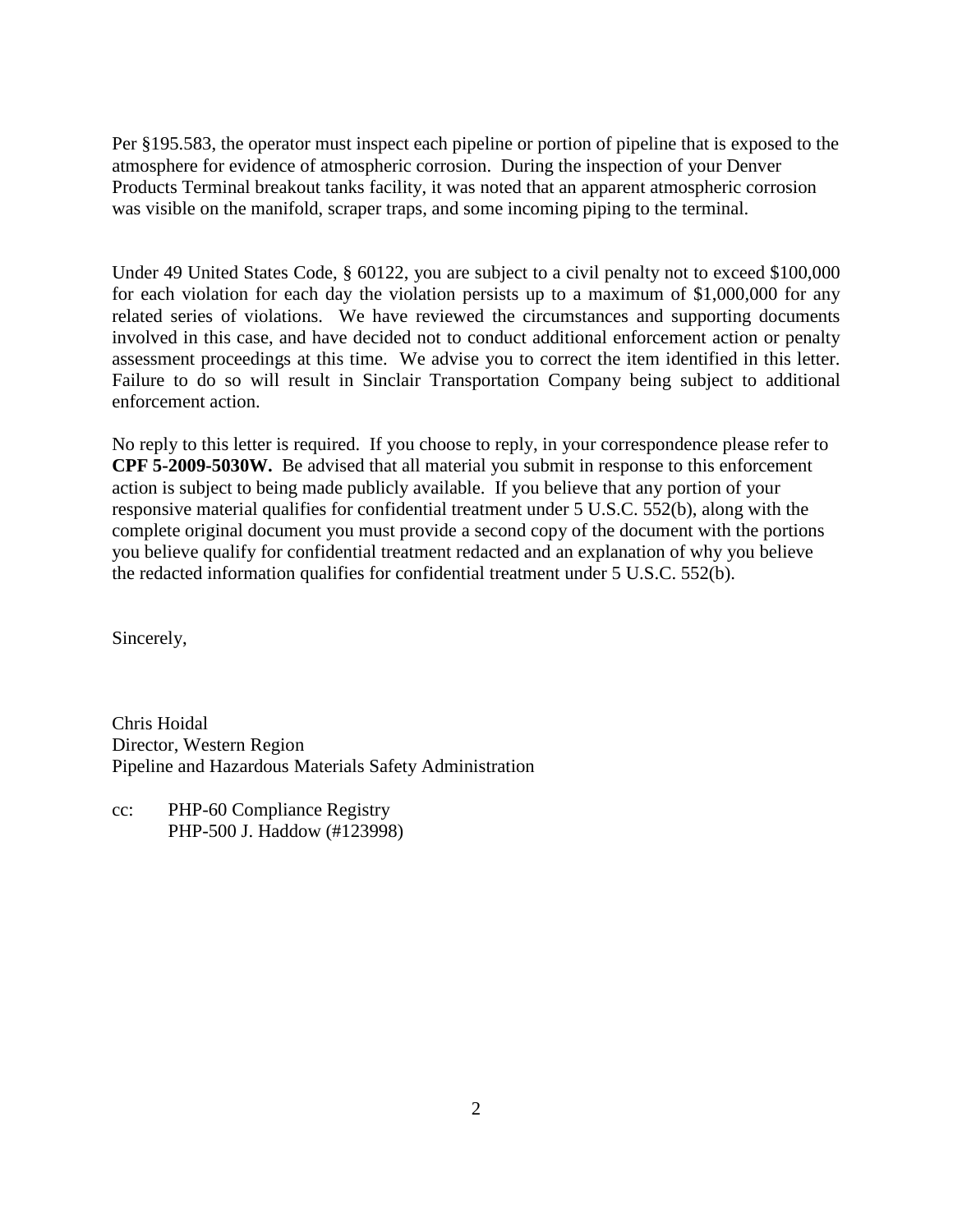Per §195.583, the operator must inspect each pipeline or portion of pipeline that is exposed to the atmosphere for evidence of atmospheric corrosion. During the inspection of your Denver Products Terminal breakout tanks facility, it was noted that an apparent atmospheric corrosion was visible on the manifold, scraper traps, and some incoming piping to the terminal.

Under 49 United States Code, § 60122, you are subject to a civil penalty not to exceed $100,000 for each violation for each day the violation persists up to a maximum of $1,000,000 for any related series of violations. We have reviewed the circumstances and supporting documents involved in this case, and have decided not to conduct additional enforcement action or penalty assessment proceedings at this time. We advise you to correct the item identified in this letter. Failure to do so will result in Sinclair Transportation Company being subject to additional enforcement action.

No reply to this letter is required. If you choose to reply, in your correspondence please refer to **CPF 5-2009-5030W.** Be advised that all material you submit in response to this enforcement action is subject to being made publicly available. If you believe that any portion of your responsive material qualifies for confidential treatment under 5 U.S.C. 552(b), along with the complete original document you must provide a second copy of the document with the portions you believe qualify for confidential treatment redacted and an explanation of why you believe the redacted information qualifies for confidential treatment under 5 U.S.C. 552(b).

Sincerely,

Chris Hoidal
Director, Western Region
Pipeline and Hazardous Materials Safety Administration

cc: PHP-60 Compliance Registry
PHP-500 J. Haddow (#123998)